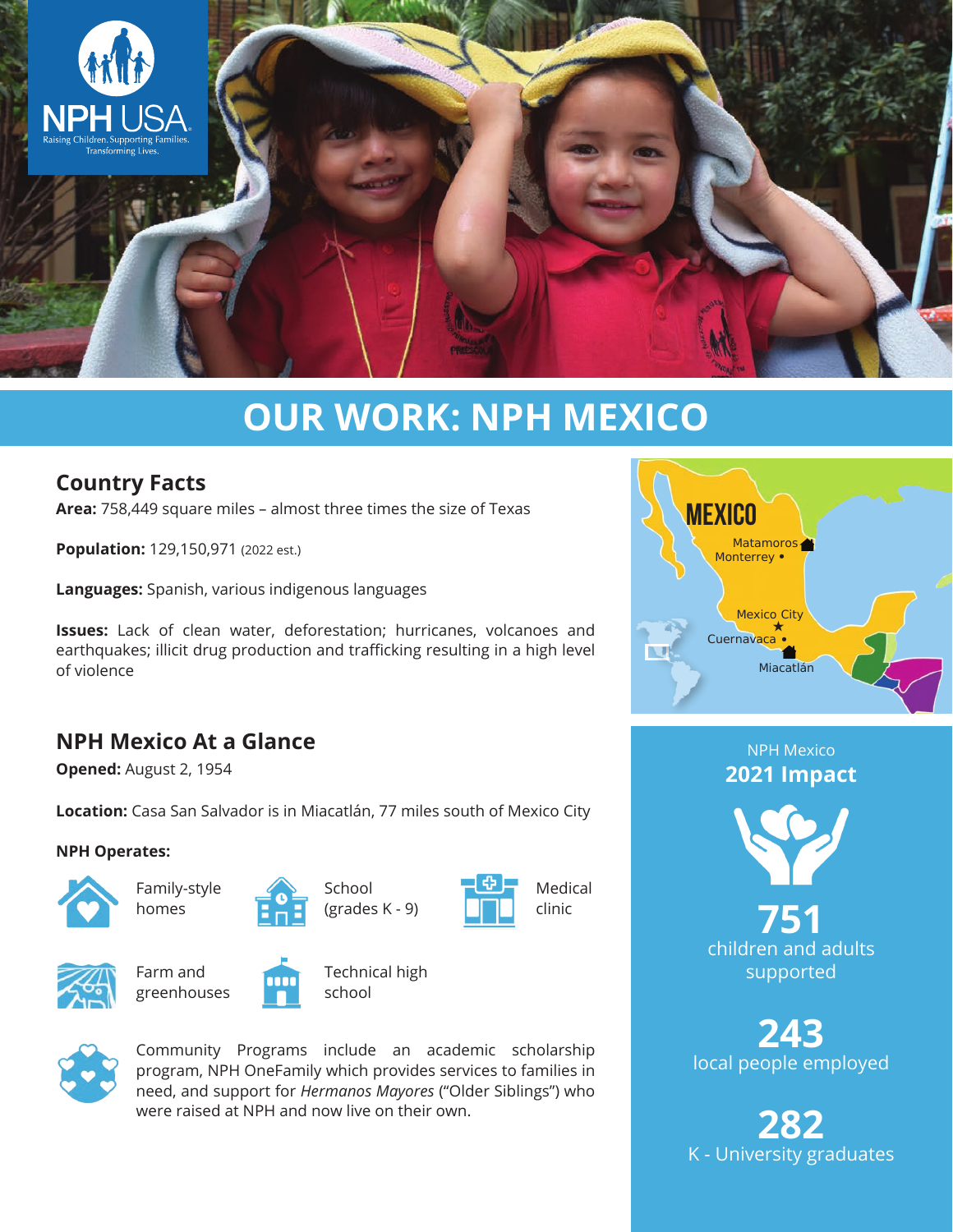NPH USA

Raising Children. Supporting Families. Transforming Lives.

# OUR WORK: NPH MEXICO

## Country Facts

**Area:** 758,449 square miles – almost three times the size of Texas

**Population:** 129,150,971 (2022 est.)

**Languages:** Spanish, various indigenous languages

**Issues:** Lack of clean water, deforestation; hurricanes, volcanoes and earthquakes; illicit drug production and trafficking resulting in a high level of violence

## NPH Mexico At a Glance

**Opened:** August 2, 1954

**Location:** Casa San Salvador is in Miacatlán, 77 miles south of Mexico City

**NPH Operates:**

- Family-style homes
- School (grades K - 9)
- Medical clinic
- Farm and greenhouses
- Technical high school

Community Programs include an academic scholarship program, NPH OneFamily which provides services to families in need, and support for *Hermanos Mayores* ("Older Siblings") who were raised at NPH and now live on their own.

MEXICO

Matamoros

Monterrey

Mexico City

Cuernavaca

Miacatlán

NPH Mexico

## 2021 Impact

**751**
children and adults supported

**243**
local people employed

**282**
K - University graduates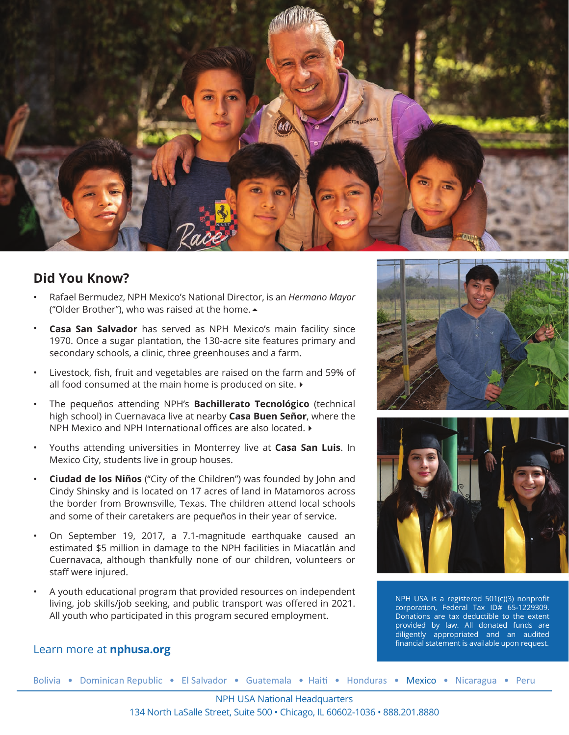## Did You Know?

- Rafael Bermudez, NPH Mexico's National Director, is an *Hermano Mayor* ("Older Brother"), who was raised at the home. ▲
- **Casa San Salvador** has served as NPH Mexico's main facility since 1970. Once a sugar plantation, the 130-acre site features primary and secondary schools, a clinic, three greenhouses and a farm.
- Livestock, fish, fruit and vegetables are raised on the farm and 59% of all food consumed at the main home is produced on site. ▶
- The pequeños attending NPH's **Bachillerato Tecnológico** (technical high school) in Cuernavaca live at nearby **Casa Buen Señor**, where the NPH Mexico and NPH International offices are also located. ▶
- Youths attending universities in Monterrey live at **Casa San Luis**. In Mexico City, students live in group houses.
- **Ciudad de los Niños** ("City of the Children") was founded by John and Cindy Shinsky and is located on 17 acres of land in Matamoros across the border from Brownsville, Texas. The children attend local schools and some of their caretakers are pequeños in their year of service.
- On September 19, 2017, a 7.1-magnitude earthquake caused an estimated $5 million in damage to the NPH facilities in Miacatlán and Cuernavaca, although thankfully none of our children, volunteers or staff were injured.
- A youth educational program that provided resources on independent living, job skills/job seeking, and public transport was offered in 2021. All youth who participated in this program secured employment.

Learn more at **nphusa.org**

NPH USA is a registered 501(c)(3) nonprofit corporation, Federal Tax ID# 65-1229309. Donations are tax deductible to the extent provided by law. All donated funds are diligently appropriated and an audited financial statement is available upon request.

Bolivia • Dominican Republic • El Salvador • Guatemala • Haiti • Honduras • Mexico • Nicaragua • Peru

NPH USA National Headquarters
134 North LaSalle Street, Suite 500 • Chicago, IL 60602-1036 • 888.201.8880